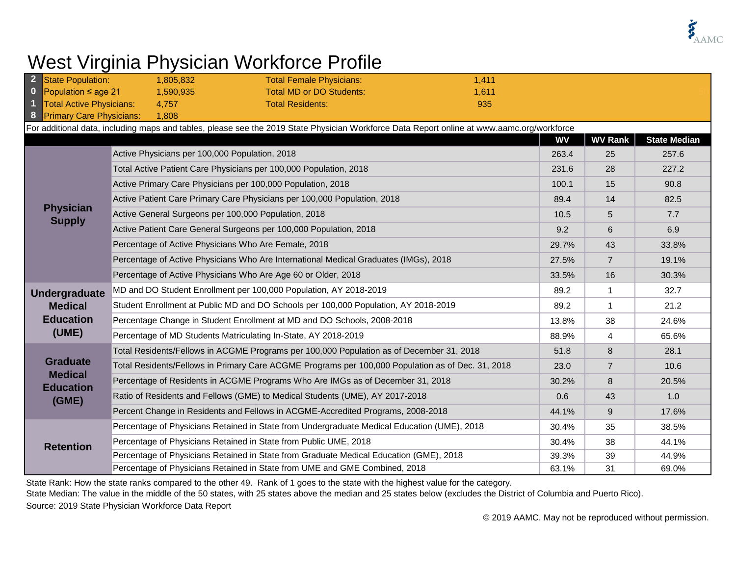# West Virginia Physician Workforce Profile

**2018**

| | | | |
|---|---|---|---|
| State Population: | 1,805,832 | Total Female Physicians: | 1,411 |
| Population ≤ age 21 | 1,590,935 | Total MD or DO Students: | 1,611 |
| Total Active Physicians: | 4,757 | Total Residents: | 935 |
| Primary Care Physicians: | 1,808 | | |

For additional data, including maps and tables, please see the 2019 State Physician Workforce Data Report online at www.aamc.org/workforce

| | | WV | WV Rank | State Median |
|---|---|---|---|---|
| **Physician Supply** | Active Physicians per 100,000 Population, 2018 | 263.4 | 25 | 257.6 |
| | Total Active Patient Care Physicians per 100,000 Population, 2018 | 231.6 | 28 | 227.2 |
| | Active Primary Care Physicians per 100,000 Population, 2018 | 100.1 | 15 | 90.8 |
| | Active Patient Care Primary Care Physicians per 100,000 Population, 2018 | 89.4 | 14 | 82.5 |
| | Active General Surgeons per 100,000 Population, 2018 | 10.5 | 5 | 7.7 |
| | Active Patient Care General Surgeons per 100,000 Population, 2018 | 9.2 | 6 | 6.9 |
| | Percentage of Active Physicians Who Are Female, 2018 | 29.7% | 43 | 33.8% |
| | Percentage of Active Physicians Who Are International Medical Graduates (IMGs), 2018 | 27.5% | 7 | 19.1% |
| | Percentage of Active Physicians Who Are Age 60 or Older, 2018 | 33.5% | 16 | 30.3% |
| **Undergraduate Medical Education (UME)** | MD and DO Student Enrollment per 100,000 Population, AY 2018-2019 | 89.2 | 1 | 32.7 |
| | Student Enrollment at Public MD and DO Schools per 100,000 Population, AY 2018-2019 | 89.2 | 1 | 21.2 |
| | Percentage Change in Student Enrollment at MD and DO Schools, 2008-2018 | 13.8% | 38 | 24.6% |
| | Percentage of MD Students Matriculating In-State, AY 2018-2019 | 88.9% | 4 | 65.6% |
| **Graduate Medical Education (GME)** | Total Residents/Fellows in ACGME Programs per 100,000 Population as of December 31, 2018 | 51.8 | 8 | 28.1 |
| | Total Residents/Fellows in Primary Care ACGME Programs per 100,000 Population as of Dec. 31, 2018 | 23.0 | 7 | 10.6 |
| | Percentage of Residents in ACGME Programs Who Are IMGs as of December 31, 2018 | 30.2% | 8 | 20.5% |
| | Ratio of Residents and Fellows (GME) to Medical Students (UME), AY 2017-2018 | 0.6 | 43 | 1.0 |
| | Percent Change in Residents and Fellows in ACGME-Accredited Programs, 2008-2018 | 44.1% | 9 | 17.6% |
| **Retention** | Percentage of Physicians Retained in State from Undergraduate Medical Education (UME), 2018 | 30.4% | 35 | 38.5% |
| | Percentage of Physicians Retained in State from Public UME, 2018 | 30.4% | 38 | 44.1% |
| | Percentage of Physicians Retained in State from Graduate Medical Education (GME), 2018 | 39.3% | 39 | 44.9% |
| | Percentage of Physicians Retained in State from UME and GME Combined, 2018 | 63.1% | 31 | 69.0% |

State Rank: How the state ranks compared to the other 49. Rank of 1 goes to the state with the highest value for the category.

State Median: The value in the middle of the 50 states, with 25 states above the median and 25 states below (excludes the District of Columbia and Puerto Rico).

Source: 2019 State Physician Workforce Data Report

© 2019 AAMC. May not be reproduced without permission.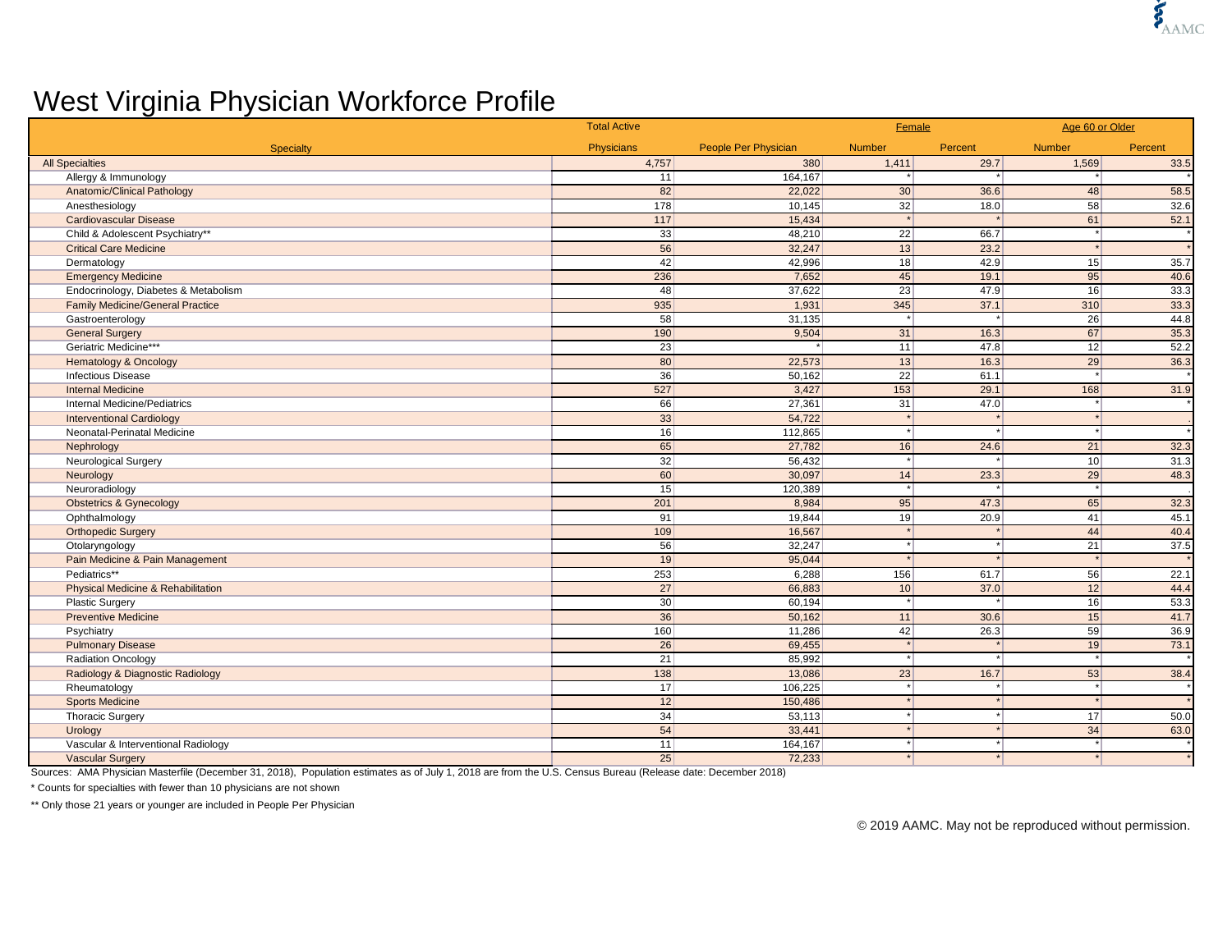# West Virginia Physician Workforce Profile

| Specialty | Total Active Physicians | People Per Physician | Female Number | Female Percent | Age 60 or Older Number | Age 60 or Older Percent |
|---|---|---|---|---|---|---|
| All Specialties | 4,757 | 380 | 1,411 | 29.7 | 1,569 | 33.5 |
| Allergy & Immunology | 11 | 164,167 | * | * | * | * |
| Anatomic/Clinical Pathology | 82 | 22,022 | 30 | 36.6 | 48 | 58.5 |
| Anesthesiology | 178 | 10,145 | 32 | 18.0 | 58 | 32.6 |
| Cardiovascular Disease | 117 | 15,434 | * | * | 61 | 52.1 |
| Child & Adolescent Psychiatry** | 33 | 48,210 | 22 | 66.7 | * | * |
| Critical Care Medicine | 56 | 32,247 | 13 | 23.2 | * | * |
| Dermatology | 42 | 42,996 | 18 | 42.9 | 15 | 35.7 |
| Emergency Medicine | 236 | 7,652 | 45 | 19.1 | 95 | 40.6 |
| Endocrinology, Diabetes & Metabolism | 48 | 37,622 | 23 | 47.9 | 16 | 33.3 |
| Family Medicine/General Practice | 935 | 1,931 | 345 | 37.1 | 310 | 33.3 |
| Gastroenterology | 58 | 31,135 | * | * | 26 | 44.8 |
| General Surgery | 190 | 9,504 | 31 | 16.3 | 67 | 35.3 |
| Geriatric Medicine*** | 23 | * | 11 | 47.8 | 12 | 52.2 |
| Hematology & Oncology | 80 | 22,573 | 13 | 16.3 | 29 | 36.3 |
| Infectious Disease | 36 | 50,162 | 22 | 61.1 | * | * |
| Internal Medicine | 527 | 3,427 | 153 | 29.1 | 168 | 31.9 |
| Internal Medicine/Pediatrics | 66 | 27,361 | 31 | 47.0 | * | * |
| Interventional Cardiology | 33 | 54,722 | * | * | * | . |
| Neonatal-Perinatal Medicine | 16 | 112,865 | * | * | * | * |
| Nephrology | 65 | 27,782 | 16 | 24.6 | 21 | 32.3 |
| Neurological Surgery | 32 | 56,432 | * | * | 10 | 31.3 |
| Neurology | 60 | 30,097 | 14 | 23.3 | 29 | 48.3 |
| Neuroradiology | 15 | 120,389 | * | * | * | . |
| Obstetrics & Gynecology | 201 | 8,984 | 95 | 47.3 | 65 | 32.3 |
| Ophthalmology | 91 | 19,844 | 19 | 20.9 | 41 | 45.1 |
| Orthopedic Surgery | 109 | 16,567 | * | * | 44 | 40.4 |
| Otolaryngology | 56 | 32,247 | * | * | 21 | 37.5 |
| Pain Medicine & Pain Management | 19 | 95,044 | * | * | * | * |
| Pediatrics** | 253 | 6,288 | 156 | 61.7 | 56 | 22.1 |
| Physical Medicine & Rehabilitation | 27 | 66,883 | 10 | 37.0 | 12 | 44.4 |
| Plastic Surgery | 30 | 60,194 | * | * | 16 | 53.3 |
| Preventive Medicine | 36 | 50,162 | 11 | 30.6 | 15 | 41.7 |
| Psychiatry | 160 | 11,286 | 42 | 26.3 | 59 | 36.9 |
| Pulmonary Disease | 26 | 69,455 | * | * | 19 | 73.1 |
| Radiation Oncology | 21 | 85,992 | * | * | * | * |
| Radiology & Diagnostic Radiology | 138 | 13,086 | 23 | 16.7 | 53 | 38.4 |
| Rheumatology | 17 | 106,225 | * | * | * | * |
| Sports Medicine | 12 | 150,486 | * | * | * | * |
| Thoracic Surgery | 34 | 53,113 | * | * | 17 | 50.0 |
| Urology | 54 | 33,441 | * | * | 34 | 63.0 |
| Vascular & Interventional Radiology | 11 | 164,167 | * | * | * | * |
| Vascular Surgery | 25 | 72,233 | * | * | * | * |

Sources: AMA Physician Masterfile (December 31, 2018), Population estimates as of July 1, 2018 are from the U.S. Census Bureau (Release date: December 2018)

* Counts for specialties with fewer than 10 physicians are not shown

** Only those 21 years or younger are included in People Per Physician

© 2019 AAMC. May not be reproduced without permission.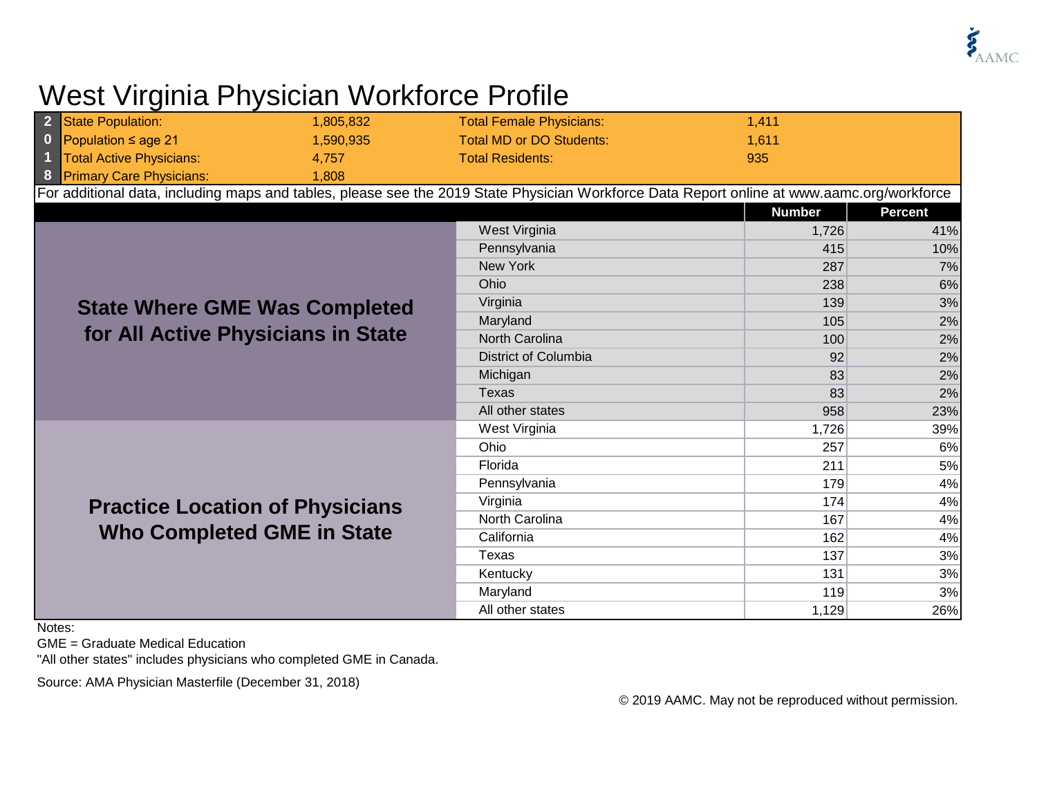# West Virginia Physician Workforce Profile

**2018**

| | | | |
|---|---|---|---|
| State Population: | 1,805,832 | Total Female Physicians: | 1,411 |
| Population ≤ age 21 | 1,590,935 | Total MD or DO Students: | 1,611 |
| Total Active Physicians: | 4,757 | Total Residents: | 935 |
| Primary Care Physicians: | 1,808 | | |

For additional data, including maps and tables, please see the 2019 State Physician Workforce Data Report online at www.aamc.org/workforce

| | | Number | Percent |
|---|---|---|---|
| **State Where GME Was Completed for All Active Physicians in State** | West Virginia | 1,726 | 41% |
| | Pennsylvania | 415 | 10% |
| | New York | 287 | 7% |
| | Ohio | 238 | 6% |
| | Virginia | 139 | 3% |
| | Maryland | 105 | 2% |
| | North Carolina | 100 | 2% |
| | District of Columbia | 92 | 2% |
| | Michigan | 83 | 2% |
| | Texas | 83 | 2% |
| | All other states | 958 | 23% |
| **Practice Location of Physicians Who Completed GME in State** | West Virginia | 1,726 | 39% |
| | Ohio | 257 | 6% |
| | Florida | 211 | 5% |
| | Pennsylvania | 179 | 4% |
| | Virginia | 174 | 4% |
| | North Carolina | 167 | 4% |
| | California | 162 | 4% |
| | Texas | 137 | 3% |
| | Kentucky | 131 | 3% |
| | Maryland | 119 | 3% |
| | All other states | 1,129 | 26% |

Notes:
GME = Graduate Medical Education
"All other states" includes physicians who completed GME in Canada.

Source: AMA Physician Masterfile (December 31, 2018)

© 2019 AAMC. May not be reproduced without permission.